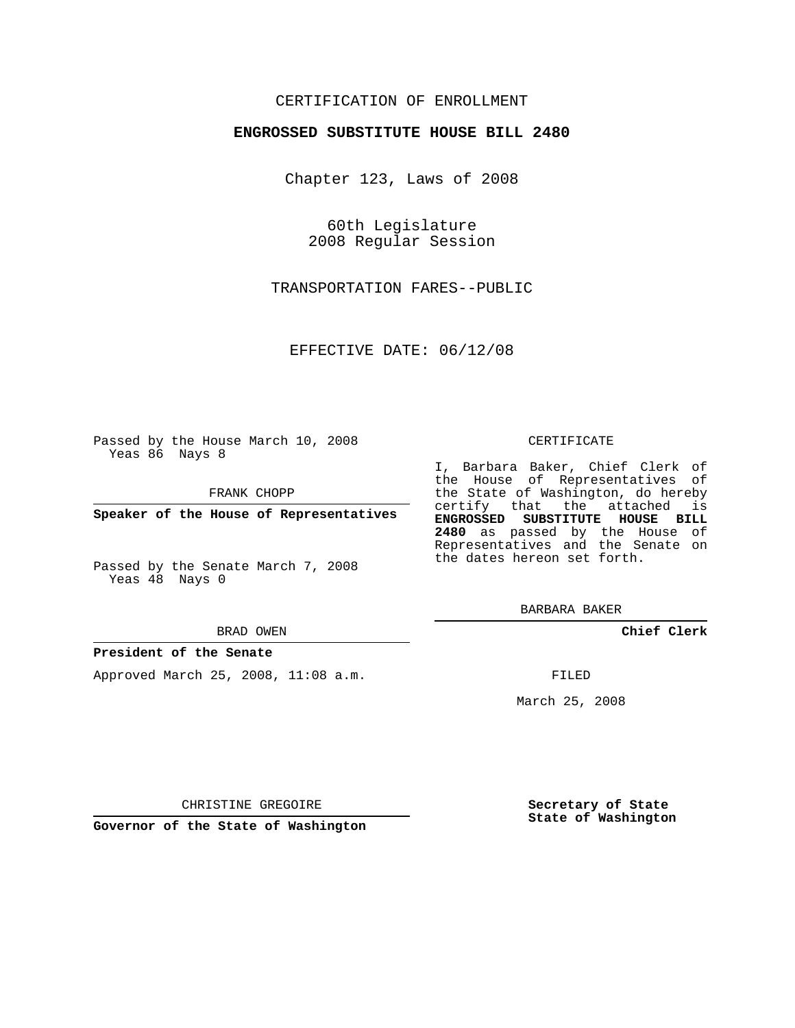CERTIFICATION OF ENROLLMENT

**ENGROSSED SUBSTITUTE HOUSE BILL 2480**

Chapter 123, Laws of 2008

60th Legislature
2008 Regular Session

TRANSPORTATION FARES--PUBLIC

EFFECTIVE DATE: 06/12/08

Passed by the House March 10, 2008
Yeas 86 Nays 8

FRANK CHOPP

**Speaker of the House of Representatives**

Passed by the Senate March 7, 2008
Yeas 48 Nays 0

BRAD OWEN

**President of the Senate**

Approved March 25, 2008, 11:08 a.m.

CHRISTINE GREGOIRE

**Governor of the State of Washington**

CERTIFICATE

I, Barbara Baker, Chief Clerk of the House of Representatives of the State of Washington, do hereby certify that the attached is **ENGROSSED SUBSTITUTE HOUSE BILL 2480** as passed by the House of Representatives and the Senate on the dates hereon set forth.

BARBARA BAKER

**Chief Clerk**

FILED

March 25, 2008

**Secretary of State**
**State of Washington**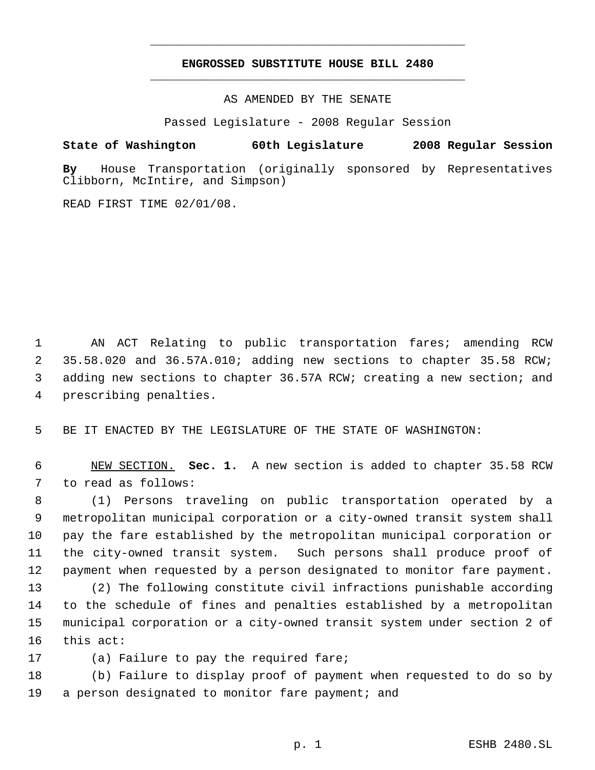# ENGROSSED SUBSTITUTE HOUSE BILL 2480

AS AMENDED BY THE SENATE

Passed Legislature - 2008 Regular Session

**State of Washington 60th Legislature 2008 Regular Session**

**By** House Transportation (originally sponsored by Representatives Clibborn, McIntire, and Simpson)

READ FIRST TIME 02/01/08.

AN ACT Relating to public transportation fares; amending RCW 35.58.020 and 36.57A.010; adding new sections to chapter 35.58 RCW; adding new sections to chapter 36.57A RCW; creating a new section; and prescribing penalties.

BE IT ENACTED BY THE LEGISLATURE OF THE STATE OF WASHINGTON:

NEW SECTION. **Sec. 1.** A new section is added to chapter 35.58 RCW to read as follows:

(1) Persons traveling on public transportation operated by a metropolitan municipal corporation or a city-owned transit system shall pay the fare established by the metropolitan municipal corporation or the city-owned transit system. Such persons shall produce proof of payment when requested by a person designated to monitor fare payment.

(2) The following constitute civil infractions punishable according to the schedule of fines and penalties established by a metropolitan municipal corporation or a city-owned transit system under section 2 of this act:

(a) Failure to pay the required fare;

(b) Failure to display proof of payment when requested to do so by a person designated to monitor fare payment; and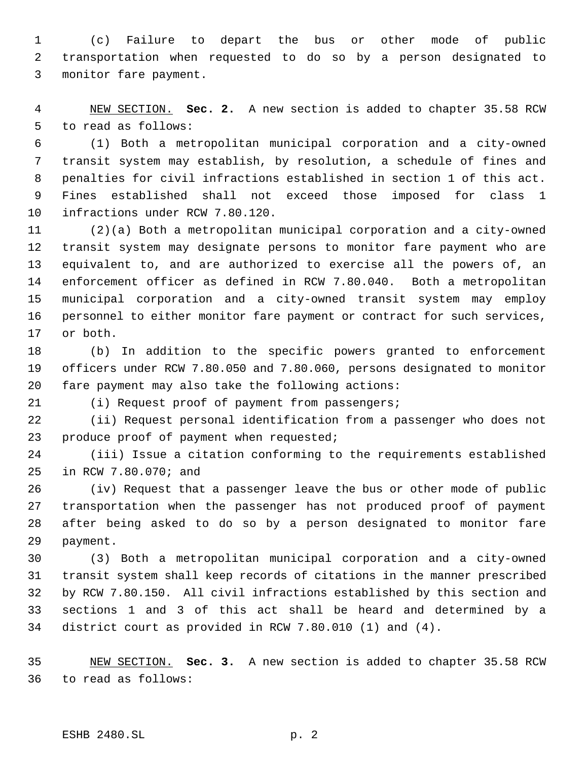(c) Failure to depart the bus or other mode of public transportation when requested to do so by a person designated to monitor fare payment.

NEW SECTION. **Sec. 2.** A new section is added to chapter 35.58 RCW to read as follows:

(1) Both a metropolitan municipal corporation and a city-owned transit system may establish, by resolution, a schedule of fines and penalties for civil infractions established in section 1 of this act. Fines established shall not exceed those imposed for class 1 infractions under RCW 7.80.120.

(2)(a) Both a metropolitan municipal corporation and a city-owned transit system may designate persons to monitor fare payment who are equivalent to, and are authorized to exercise all the powers of, an enforcement officer as defined in RCW 7.80.040. Both a metropolitan municipal corporation and a city-owned transit system may employ personnel to either monitor fare payment or contract for such services, or both.

(b) In addition to the specific powers granted to enforcement officers under RCW 7.80.050 and 7.80.060, persons designated to monitor fare payment may also take the following actions:

(i) Request proof of payment from passengers;

(ii) Request personal identification from a passenger who does not produce proof of payment when requested;

(iii) Issue a citation conforming to the requirements established in RCW 7.80.070; and

(iv) Request that a passenger leave the bus or other mode of public transportation when the passenger has not produced proof of payment after being asked to do so by a person designated to monitor fare payment.

(3) Both a metropolitan municipal corporation and a city-owned transit system shall keep records of citations in the manner prescribed by RCW 7.80.150. All civil infractions established by this section and sections 1 and 3 of this act shall be heard and determined by a district court as provided in RCW 7.80.010 (1) and (4).

NEW SECTION. **Sec. 3.** A new section is added to chapter 35.58 RCW to read as follows: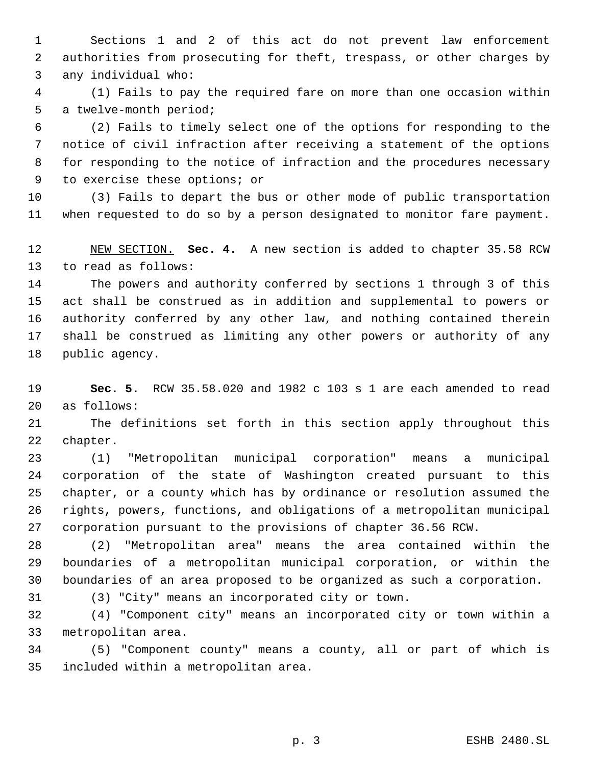Sections 1 and 2 of this act do not prevent law enforcement authorities from prosecuting for theft, trespass, or other charges by any individual who:

(1) Fails to pay the required fare on more than one occasion within a twelve-month period;

(2) Fails to timely select one of the options for responding to the notice of civil infraction after receiving a statement of the options for responding to the notice of infraction and the procedures necessary to exercise these options; or

(3) Fails to depart the bus or other mode of public transportation when requested to do so by a person designated to monitor fare payment.

NEW SECTION. **Sec. 4.** A new section is added to chapter 35.58 RCW to read as follows:

The powers and authority conferred by sections 1 through 3 of this act shall be construed as in addition and supplemental to powers or authority conferred by any other law, and nothing contained therein shall be construed as limiting any other powers or authority of any public agency.

**Sec. 5.** RCW 35.58.020 and 1982 c 103 s 1 are each amended to read as follows:

The definitions set forth in this section apply throughout this chapter.

(1) "Metropolitan municipal corporation" means a municipal corporation of the state of Washington created pursuant to this chapter, or a county which has by ordinance or resolution assumed the rights, powers, functions, and obligations of a metropolitan municipal corporation pursuant to the provisions of chapter 36.56 RCW.

(2) "Metropolitan area" means the area contained within the boundaries of a metropolitan municipal corporation, or within the boundaries of an area proposed to be organized as such a corporation.

(3) "City" means an incorporated city or town.

(4) "Component city" means an incorporated city or town within a metropolitan area.

(5) "Component county" means a county, all or part of which is included within a metropolitan area.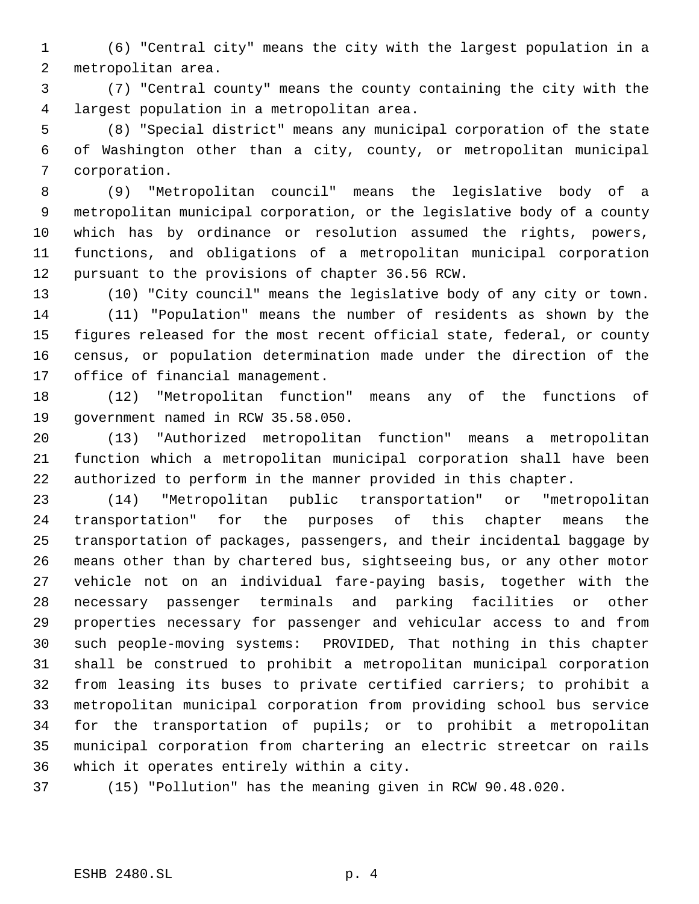(6) "Central city" means the city with the largest population in a metropolitan area.

(7) "Central county" means the county containing the city with the largest population in a metropolitan area.

(8) "Special district" means any municipal corporation of the state of Washington other than a city, county, or metropolitan municipal corporation.

(9) "Metropolitan council" means the legislative body of a metropolitan municipal corporation, or the legislative body of a county which has by ordinance or resolution assumed the rights, powers, functions, and obligations of a metropolitan municipal corporation pursuant to the provisions of chapter 36.56 RCW.

(10) "City council" means the legislative body of any city or town.

(11) "Population" means the number of residents as shown by the figures released for the most recent official state, federal, or county census, or population determination made under the direction of the office of financial management.

(12) "Metropolitan function" means any of the functions of government named in RCW 35.58.050.

(13) "Authorized metropolitan function" means a metropolitan function which a metropolitan municipal corporation shall have been authorized to perform in the manner provided in this chapter.

(14) "Metropolitan public transportation" or "metropolitan transportation" for the purposes of this chapter means the transportation of packages, passengers, and their incidental baggage by means other than by chartered bus, sightseeing bus, or any other motor vehicle not on an individual fare-paying basis, together with the necessary passenger terminals and parking facilities or other properties necessary for passenger and vehicular access to and from such people-moving systems: PROVIDED, That nothing in this chapter shall be construed to prohibit a metropolitan municipal corporation from leasing its buses to private certified carriers; to prohibit a metropolitan municipal corporation from providing school bus service for the transportation of pupils; or to prohibit a metropolitan municipal corporation from chartering an electric streetcar on rails which it operates entirely within a city.

(15) "Pollution" has the meaning given in RCW 90.48.020.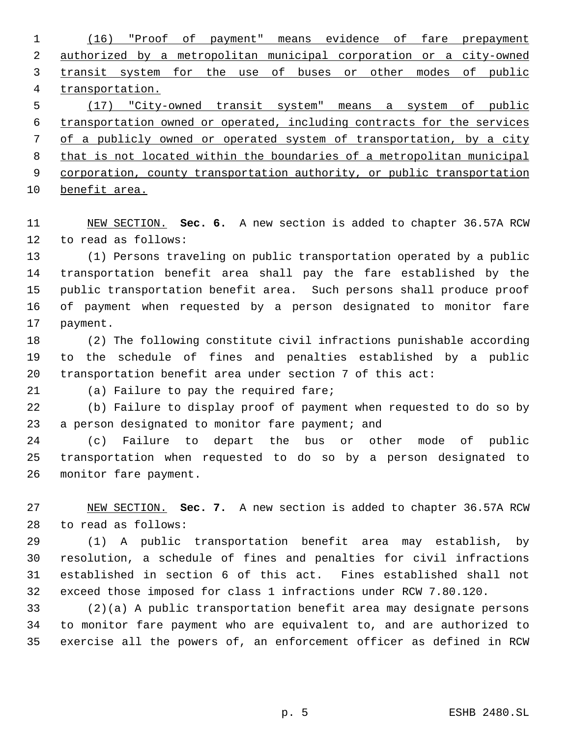(16) "Proof of payment" means evidence of fare prepayment authorized by a metropolitan municipal corporation or a city-owned transit system for the use of buses or other modes of public transportation.

(17) "City-owned transit system" means a system of public transportation owned or operated, including contracts for the services of a publicly owned or operated system of transportation, by a city that is not located within the boundaries of a metropolitan municipal corporation, county transportation authority, or public transportation benefit area.

NEW SECTION. **Sec. 6.** A new section is added to chapter 36.57A RCW to read as follows:

(1) Persons traveling on public transportation operated by a public transportation benefit area shall pay the fare established by the public transportation benefit area. Such persons shall produce proof of payment when requested by a person designated to monitor fare payment.

(2) The following constitute civil infractions punishable according to the schedule of fines and penalties established by a public transportation benefit area under section 7 of this act:

(a) Failure to pay the required fare;

(b) Failure to display proof of payment when requested to do so by a person designated to monitor fare payment; and

(c) Failure to depart the bus or other mode of public transportation when requested to do so by a person designated to monitor fare payment.

NEW SECTION. **Sec. 7.** A new section is added to chapter 36.57A RCW to read as follows:

(1) A public transportation benefit area may establish, by resolution, a schedule of fines and penalties for civil infractions established in section 6 of this act. Fines established shall not exceed those imposed for class 1 infractions under RCW 7.80.120.

(2)(a) A public transportation benefit area may designate persons to monitor fare payment who are equivalent to, and are authorized to exercise all the powers of, an enforcement officer as defined in RCW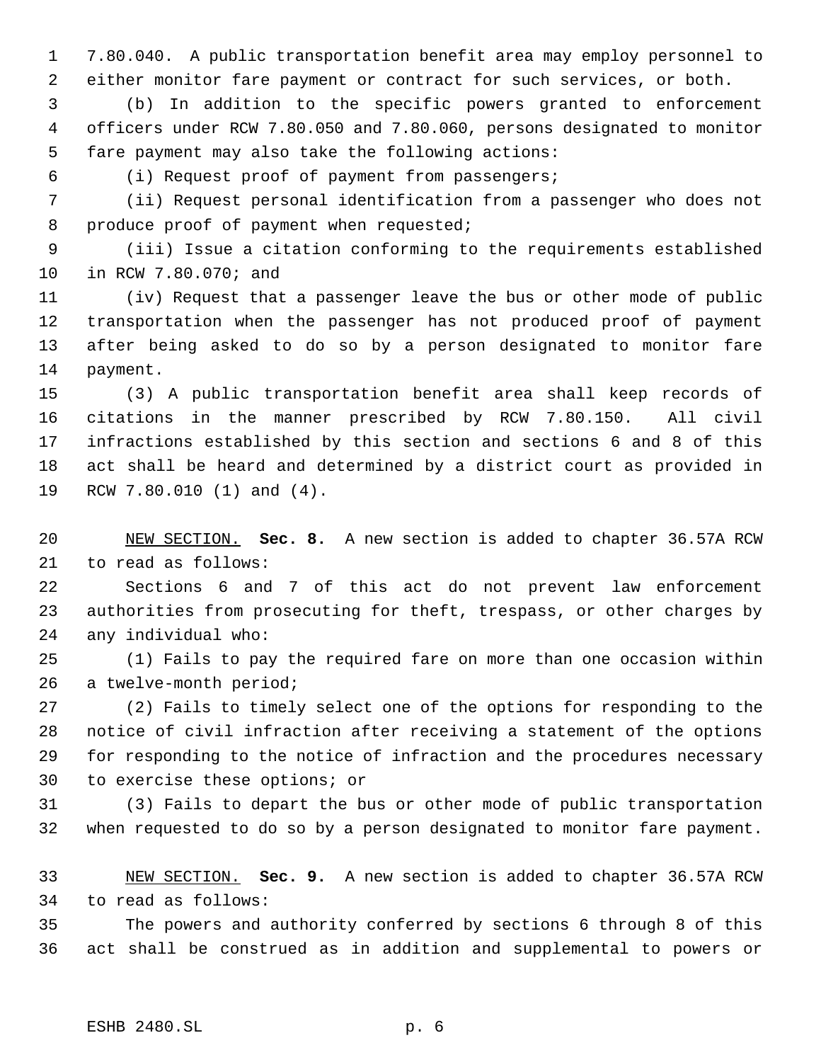7.80.040. A public transportation benefit area may employ personnel to either monitor fare payment or contract for such services, or both.

(b) In addition to the specific powers granted to enforcement officers under RCW 7.80.050 and 7.80.060, persons designated to monitor fare payment may also take the following actions:

(i) Request proof of payment from passengers;

(ii) Request personal identification from a passenger who does not produce proof of payment when requested;

(iii) Issue a citation conforming to the requirements established in RCW 7.80.070; and

(iv) Request that a passenger leave the bus or other mode of public transportation when the passenger has not produced proof of payment after being asked to do so by a person designated to monitor fare payment.

(3) A public transportation benefit area shall keep records of citations in the manner prescribed by RCW 7.80.150. All civil infractions established by this section and sections 6 and 8 of this act shall be heard and determined by a district court as provided in RCW 7.80.010 (1) and (4).

NEW SECTION. **Sec. 8.** A new section is added to chapter 36.57A RCW to read as follows:

Sections 6 and 7 of this act do not prevent law enforcement authorities from prosecuting for theft, trespass, or other charges by any individual who:

(1) Fails to pay the required fare on more than one occasion within a twelve-month period;

(2) Fails to timely select one of the options for responding to the notice of civil infraction after receiving a statement of the options for responding to the notice of infraction and the procedures necessary to exercise these options; or

(3) Fails to depart the bus or other mode of public transportation when requested to do so by a person designated to monitor fare payment.

NEW SECTION. **Sec. 9.** A new section is added to chapter 36.57A RCW to read as follows:

The powers and authority conferred by sections 6 through 8 of this act shall be construed as in addition and supplemental to powers or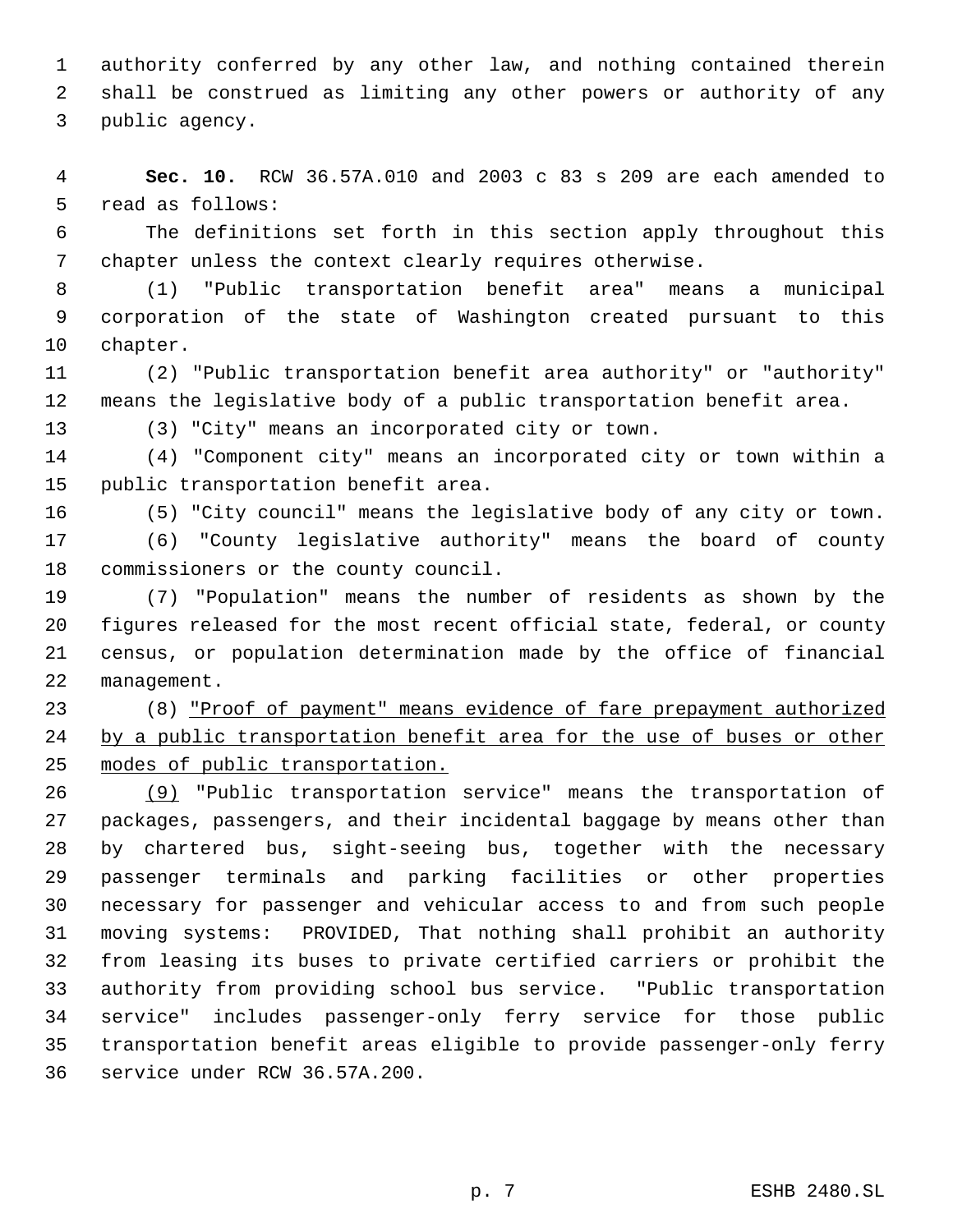authority conferred by any other law, and nothing contained therein shall be construed as limiting any other powers or authority of any public agency.

**Sec. 10.** RCW 36.57A.010 and 2003 c 83 s 209 are each amended to read as follows:

The definitions set forth in this section apply throughout this chapter unless the context clearly requires otherwise.

(1) "Public transportation benefit area" means a municipal corporation of the state of Washington created pursuant to this chapter.

(2) "Public transportation benefit area authority" or "authority" means the legislative body of a public transportation benefit area.

(3) "City" means an incorporated city or town.

(4) "Component city" means an incorporated city or town within a public transportation benefit area.

(5) "City council" means the legislative body of any city or town.

(6) "County legislative authority" means the board of county commissioners or the county council.

(7) "Population" means the number of residents as shown by the figures released for the most recent official state, federal, or county census, or population determination made by the office of financial management.

(8) <u>"Proof of payment" means evidence of fare prepayment authorized by a public transportation benefit area for the use of buses or other modes of public transportation.</u>

<u>(9)</u> "Public transportation service" means the transportation of packages, passengers, and their incidental baggage by means other than by chartered bus, sight-seeing bus, together with the necessary passenger terminals and parking facilities or other properties necessary for passenger and vehicular access to and from such people moving systems: PROVIDED, That nothing shall prohibit an authority from leasing its buses to private certified carriers or prohibit the authority from providing school bus service. "Public transportation service" includes passenger-only ferry service for those public transportation benefit areas eligible to provide passenger-only ferry service under RCW 36.57A.200.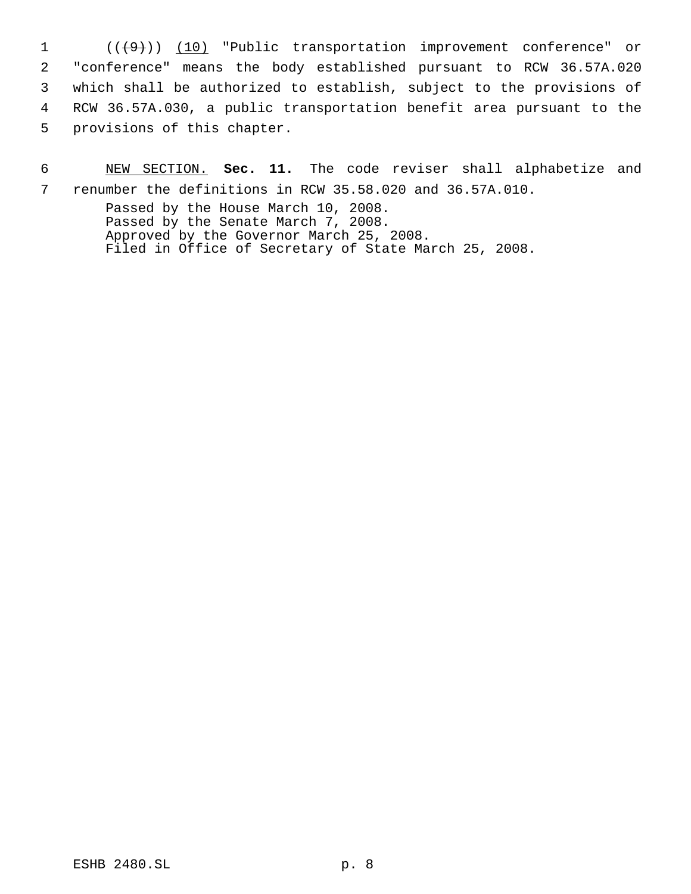((~~(9)~~)) <u>(10)</u> "Public transportation improvement conference" or "conference" means the body established pursuant to RCW 36.57A.020 which shall be authorized to establish, subject to the provisions of RCW 36.57A.030, a public transportation benefit area pursuant to the provisions of this chapter.

<u>NEW SECTION.</u> **Sec. 11.** The code reviser shall alphabetize and renumber the definitions in RCW 35.58.020 and 36.57A.010.

Passed by the House March 10, 2008.
Passed by the Senate March 7, 2008.
Approved by the Governor March 25, 2008.
Filed in Office of Secretary of State March 25, 2008.